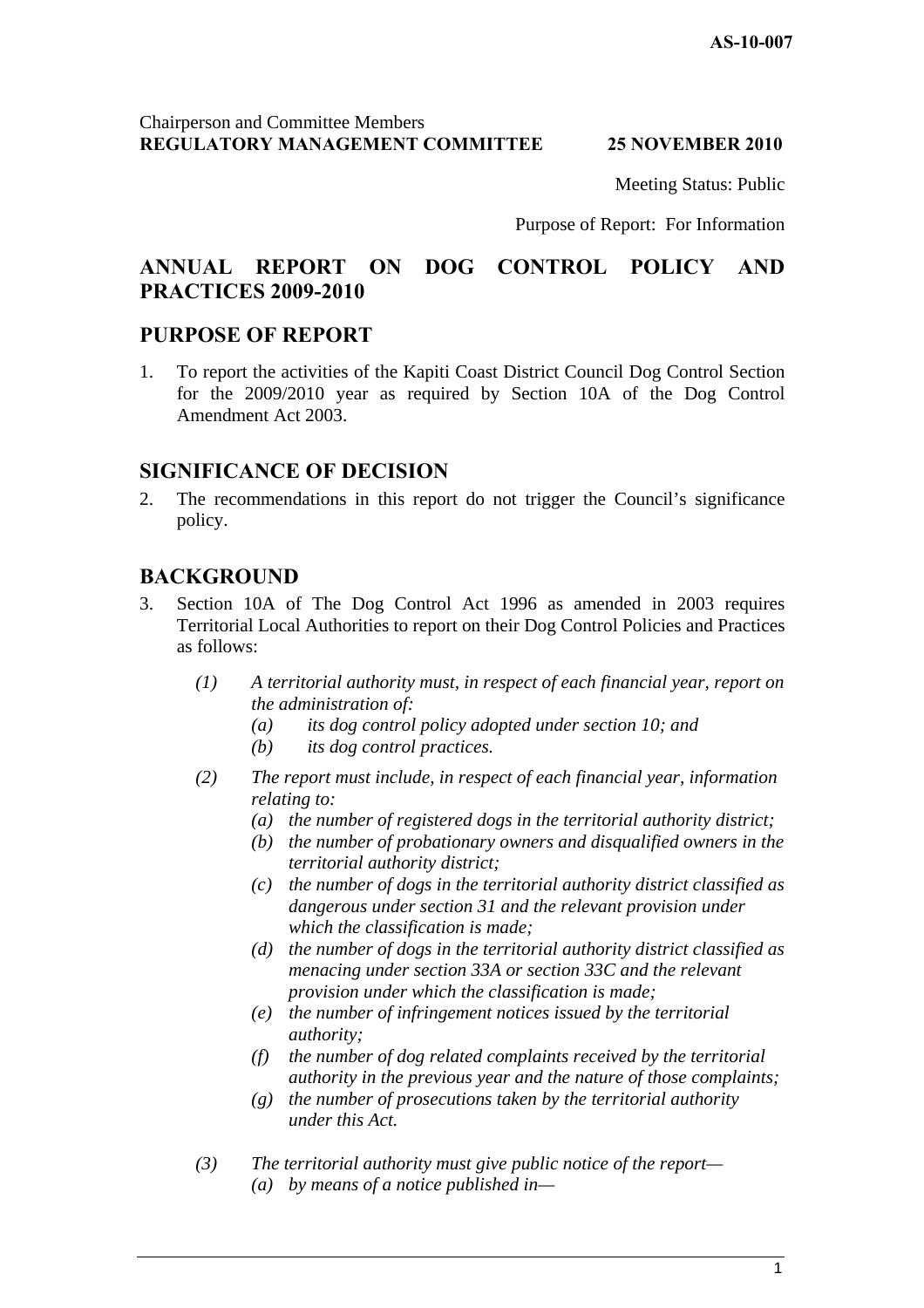AS-10-007

Chairperson and Committee Members
**REGULATORY MANAGEMENT COMMITTEE** **25 NOVEMBER 2010**

Meeting Status: Public

Purpose of Report: For Information

# ANNUAL REPORT ON DOG CONTROL POLICY AND PRACTICES 2009-2010

## PURPOSE OF REPORT

1. To report the activities of the Kapiti Coast District Council Dog Control Section for the 2009/2010 year as required by Section 10A of the Dog Control Amendment Act 2003.

## SIGNIFICANCE OF DECISION

2. The recommendations in this report do not trigger the Council's significance policy.

## BACKGROUND

3. Section 10A of The Dog Control Act 1996 as amended in 2003 requires Territorial Local Authorities to report on their Dog Control Policies and Practices as follows:

   *(1) A territorial authority must, in respect of each financial year, report on the administration of:*
   - *(a) its dog control policy adopted under section 10; and*
   - *(b) its dog control practices.*

   *(2) The report must include, in respect of each financial year, information relating to:*
   - *(a) the number of registered dogs in the territorial authority district;*
   - *(b) the number of probationary owners and disqualified owners in the territorial authority district;*
   - *(c) the number of dogs in the territorial authority district classified as dangerous under section 31 and the relevant provision under which the classification is made;*
   - *(d) the number of dogs in the territorial authority district classified as menacing under section 33A or section 33C and the relevant provision under which the classification is made;*
   - *(e) the number of infringement notices issued by the territorial authority;*
   - *(f) the number of dog related complaints received by the territorial authority in the previous year and the nature of those complaints;*
   - *(g) the number of prosecutions taken by the territorial authority under this Act.*

   *(3) The territorial authority must give public notice of the report—*
   - *(a) by means of a notice published in—*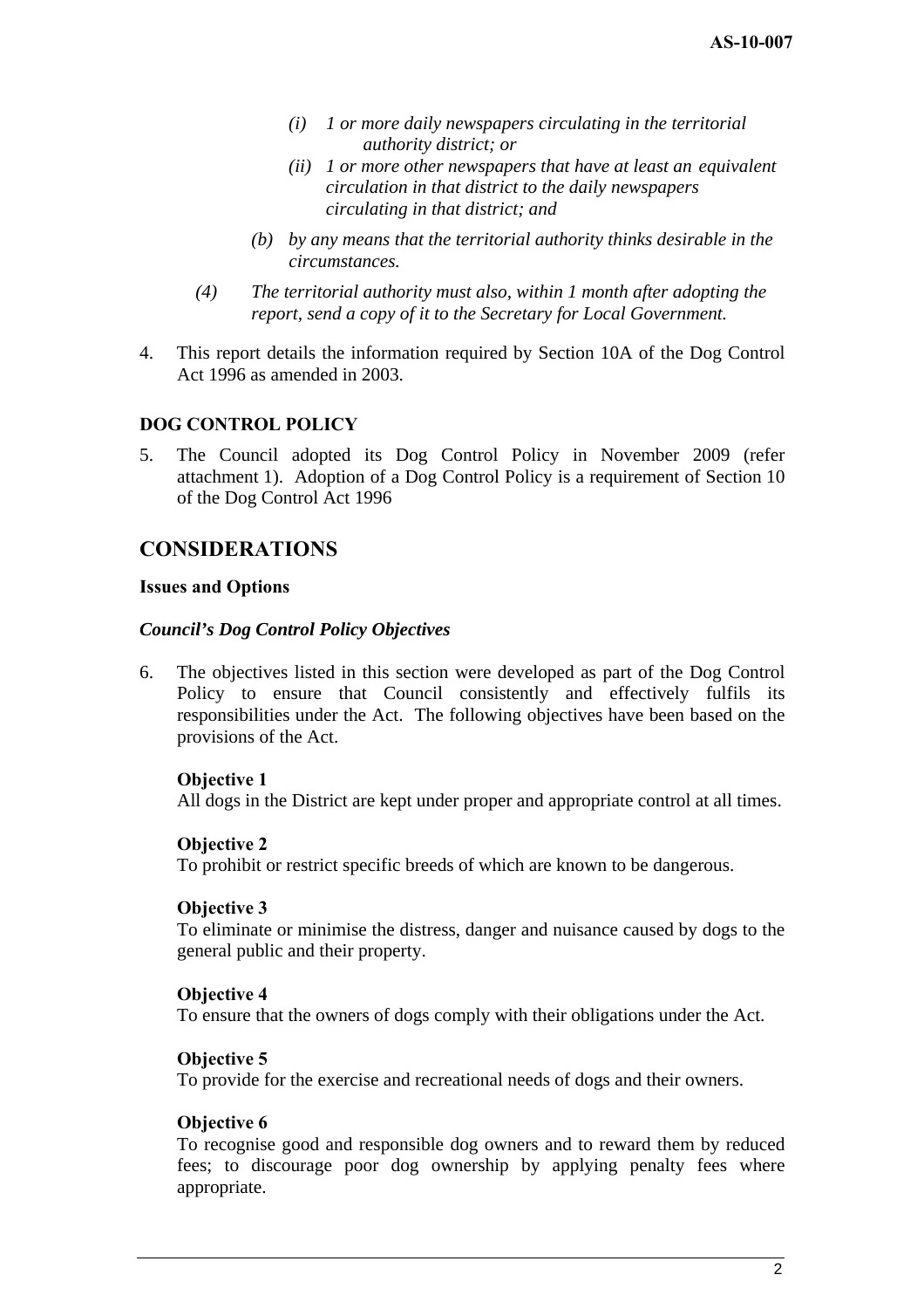*(i) 1 or more daily newspapers circulating in the territorial authority district; or*

*(ii) 1 or more other newspapers that have at least an equivalent circulation in that district to the daily newspapers circulating in that district; and*

*(b) by any means that the territorial authority thinks desirable in the circumstances.*

*(4) The territorial authority must also, within 1 month after adopting the report, send a copy of it to the Secretary for Local Government.*

4. This report details the information required by Section 10A of the Dog Control Act 1996 as amended in 2003.

**DOG CONTROL POLICY**

5. The Council adopted its Dog Control Policy in November 2009 (refer attachment 1). Adoption of a Dog Control Policy is a requirement of Section 10 of the Dog Control Act 1996

## CONSIDERATIONS

**Issues and Options**

***Council's Dog Control Policy Objectives***

6. The objectives listed in this section were developed as part of the Dog Control Policy to ensure that Council consistently and effectively fulfils its responsibilities under the Act. The following objectives have been based on the provisions of the Act.

**Objective 1**
All dogs in the District are kept under proper and appropriate control at all times.

**Objective 2**
To prohibit or restrict specific breeds of which are known to be dangerous.

**Objective 3**
To eliminate or minimise the distress, danger and nuisance caused by dogs to the general public and their property.

**Objective 4**
To ensure that the owners of dogs comply with their obligations under the Act.

**Objective 5**
To provide for the exercise and recreational needs of dogs and their owners.

**Objective 6**
To recognise good and responsible dog owners and to reward them by reduced fees; to discourage poor dog ownership by applying penalty fees where appropriate.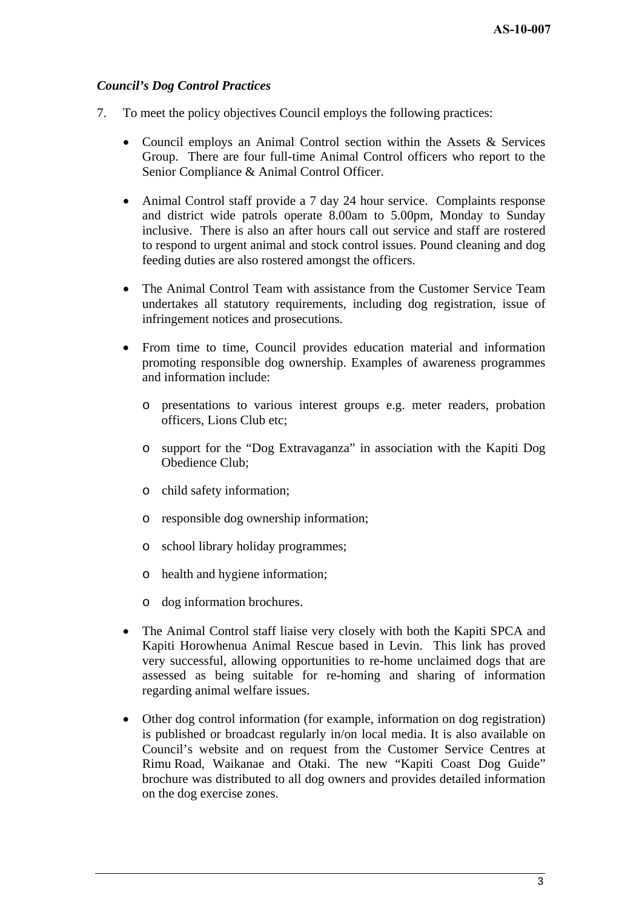### *Council's Dog Control Practices*

7. To meet the policy objectives Council employs the following practices:

   - Council employs an Animal Control section within the Assets & Services Group. There are four full-time Animal Control officers who report to the Senior Compliance & Animal Control Officer.

   - Animal Control staff provide a 7 day 24 hour service. Complaints response and district wide patrols operate 8.00am to 5.00pm, Monday to Sunday inclusive. There is also an after hours call out service and staff are rostered to respond to urgent animal and stock control issues. Pound cleaning and dog feeding duties are also rostered amongst the officers.

   - The Animal Control Team with assistance from the Customer Service Team undertakes all statutory requirements, including dog registration, issue of infringement notices and prosecutions.

   - From time to time, Council provides education material and information promoting responsible dog ownership. Examples of awareness programmes and information include:

     - presentations to various interest groups e.g. meter readers, probation officers, Lions Club etc;
     - support for the "Dog Extravaganza" in association with the Kapiti Dog Obedience Club;
     - child safety information;
     - responsible dog ownership information;
     - school library holiday programmes;
     - health and hygiene information;
     - dog information brochures.

   - The Animal Control staff liaise very closely with both the Kapiti SPCA and Kapiti Horowhenua Animal Rescue based in Levin. This link has proved very successful, allowing opportunities to re-home unclaimed dogs that are assessed as being suitable for re-homing and sharing of information regarding animal welfare issues.

   - Other dog control information (for example, information on dog registration) is published or broadcast regularly in/on local media. It is also available on Council's website and on request from the Customer Service Centres at Rimu Road, Waikanae and Otaki. The new "Kapiti Coast Dog Guide" brochure was distributed to all dog owners and provides detailed information on the dog exercise zones.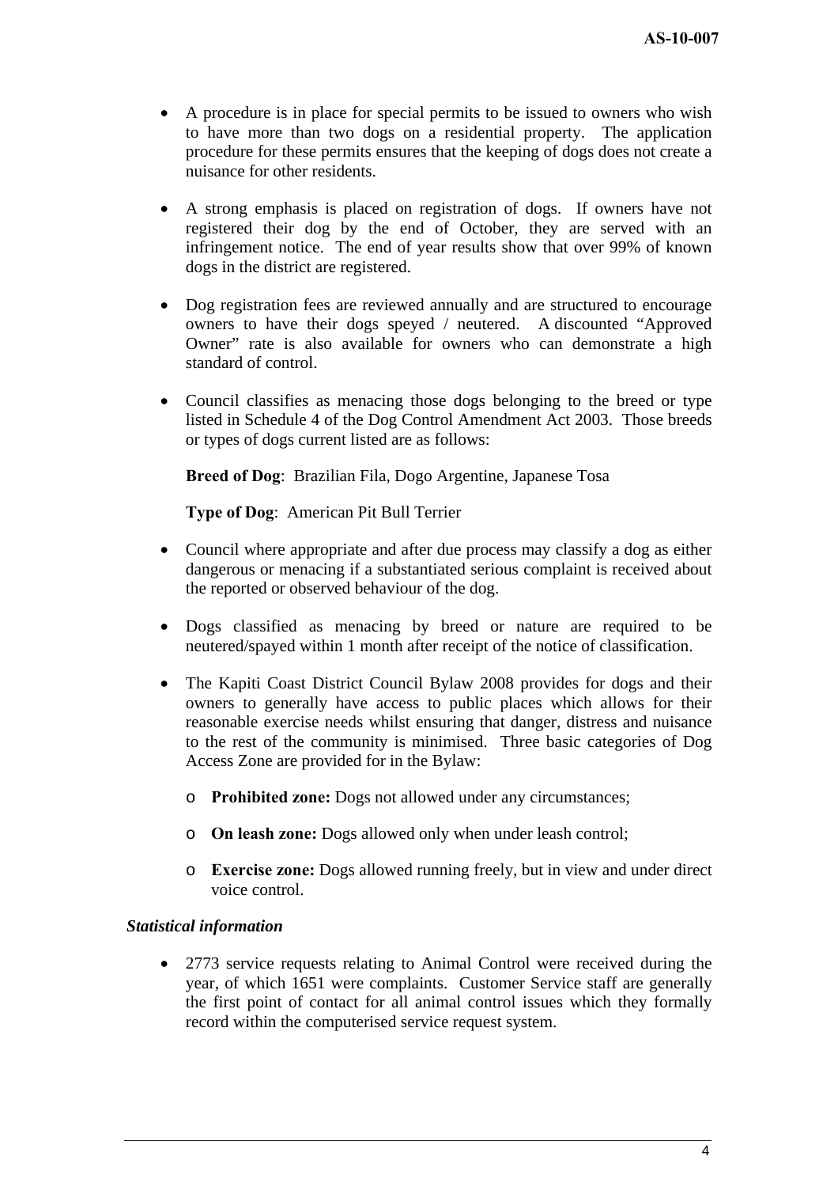- A procedure is in place for special permits to be issued to owners who wish to have more than two dogs on a residential property. The application procedure for these permits ensures that the keeping of dogs does not create a nuisance for other residents.

- A strong emphasis is placed on registration of dogs. If owners have not registered their dog by the end of October, they are served with an infringement notice. The end of year results show that over 99% of known dogs in the district are registered.

- Dog registration fees are reviewed annually and are structured to encourage owners to have their dogs speyed / neutered. A discounted "Approved Owner" rate is also available for owners who can demonstrate a high standard of control.

- Council classifies as menacing those dogs belonging to the breed or type listed in Schedule 4 of the Dog Control Amendment Act 2003. Those breeds or types of dogs current listed are as follows:

  **Breed of Dog**: Brazilian Fila, Dogo Argentine, Japanese Tosa

  **Type of Dog**: American Pit Bull Terrier

- Council where appropriate and after due process may classify a dog as either dangerous or menacing if a substantiated serious complaint is received about the reported or observed behaviour of the dog.

- Dogs classified as menacing by breed or nature are required to be neutered/spayed within 1 month after receipt of the notice of classification.

- The Kapiti Coast District Council Bylaw 2008 provides for dogs and their owners to generally have access to public places which allows for their reasonable exercise needs whilst ensuring that danger, distress and nuisance to the rest of the community is minimised. Three basic categories of Dog Access Zone are provided for in the Bylaw:

  - **Prohibited zone:** Dogs not allowed under any circumstances;

  - **On leash zone:** Dogs allowed only when under leash control;

  - **Exercise zone:** Dogs allowed running freely, but in view and under direct voice control.

***Statistical information***

- 2773 service requests relating to Animal Control were received during the year, of which 1651 were complaints. Customer Service staff are generally the first point of contact for all animal control issues which they formally record within the computerised service request system.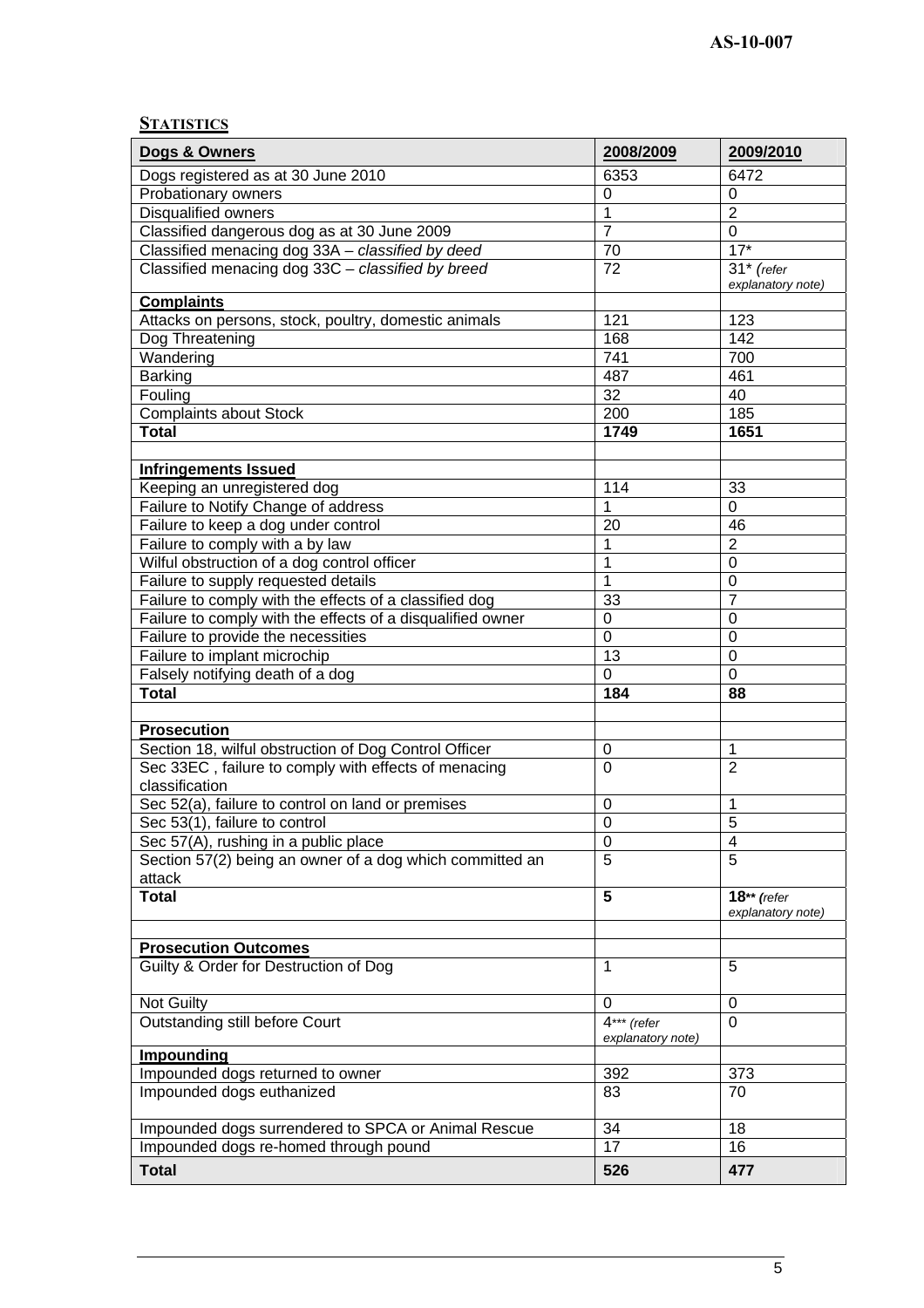## STATISTICS

| Dogs & Owners | 2008/2009 | 2009/2010 |
|---|---|---|
| Dogs registered as at 30 June 2010 | 6353 | 6472 |
| Probationary owners | 0 | 0 |
| Disqualified owners | 1 | 2 |
| Classified dangerous dog as at 30 June 2009 | 7 | 0 |
| Classified menacing dog 33A – *classified by deed* | 70 | 17* |
| Classified menacing dog 33C – *classified by breed* | 72 | 31* *(refer explanatory note)* |
| **Complaints** | | |
| Attacks on persons, stock, poultry, domestic animals | 121 | 123 |
| Dog Threatening | 168 | 142 |
| Wandering | 741 | 700 |
| Barking | 487 | 461 |
| Fouling | 32 | 40 |
| Complaints about Stock | 200 | 185 |
| **Total** | **1749** | **1651** |
| | | |
| **Infringements Issued** | | |
| Keeping an unregistered dog | 114 | 33 |
| Failure to Notify Change of address | 1 | 0 |
| Failure to keep a dog under control | 20 | 46 |
| Failure to comply with a by law | 1 | 2 |
| Wilful obstruction of a dog control officer | 1 | 0 |
| Failure to supply requested details | 1 | 0 |
| Failure to comply with the effects of a classified dog | 33 | 7 |
| Failure to comply with the effects of a disqualified owner | 0 | 0 |
| Failure to provide the necessities | 0 | 0 |
| Failure to implant microchip | 13 | 0 |
| Falsely notifying death of a dog | 0 | 0 |
| **Total** | **184** | **88** |
| | | |
| **Prosecution** | | |
| Section 18, wilful obstruction of Dog Control Officer | 0 | 1 |
| Sec 33EC , failure to comply with effects of menacing classification | 0 | 2 |
| Sec 52(a), failure to control on land or premises | 0 | 1 |
| Sec 53(1), failure to control | 0 | 5 |
| Sec 57(A), rushing in a public place | 0 | 4 |
| Section 57(2) being an owner of a dog which committed an attack | 5 | 5 |
| **Total** | **5** | **18**** *(refer explanatory note)* |
| | | |
| **Prosecution Outcomes** | | |
| Guilty & Order for Destruction of Dog | 1 | 5 |
| Not Guilty | 0 | 0 |
| Outstanding still before Court | 4*** *(refer explanatory note)* | 0 |
| **Impounding** | | |
| Impounded dogs returned to owner | 392 | 373 |
| Impounded dogs euthanized | 83 | 70 |
| Impounded dogs surrendered to SPCA or Animal Rescue | 34 | 18 |
| Impounded dogs re-homed through pound | 17 | 16 |
| **Total** | **526** | **477** |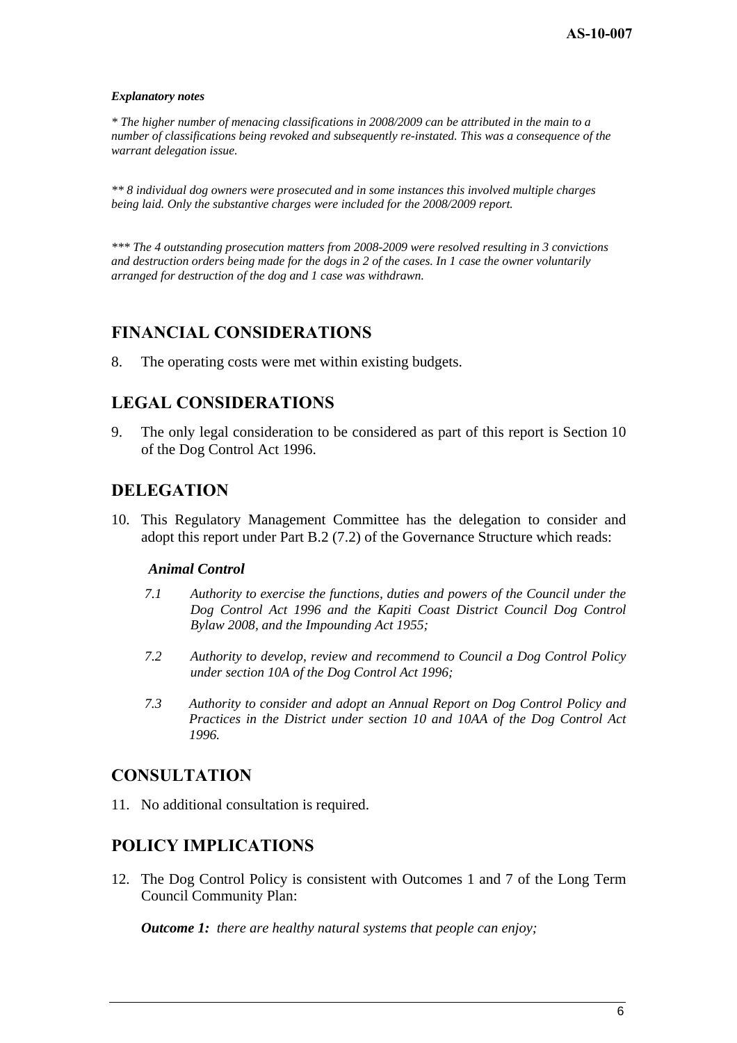***Explanatory notes***

*\* The higher number of menacing classifications in 2008/2009 can be attributed in the main to a number of classifications being revoked and subsequently re-instated. This was a consequence of the warrant delegation issue.*

*\*\* 8 individual dog owners were prosecuted and in some instances this involved multiple charges being laid. Only the substantive charges were included for the 2008/2009 report.*

*\*\*\* The 4 outstanding prosecution matters from 2008-2009 were resolved resulting in 3 convictions and destruction orders being made for the dogs in 2 of the cases. In 1 case the owner voluntarily arranged for destruction of the dog and 1 case was withdrawn.*

## FINANCIAL CONSIDERATIONS

8. The operating costs were met within existing budgets.

## LEGAL CONSIDERATIONS

9. The only legal consideration to be considered as part of this report is Section 10 of the Dog Control Act 1996.

## DELEGATION

10. This Regulatory Management Committee has the delegation to consider and adopt this report under Part B.2 (7.2) of the Governance Structure which reads:

***Animal Control***

*7.1 Authority to exercise the functions, duties and powers of the Council under the Dog Control Act 1996 and the Kapiti Coast District Council Dog Control Bylaw 2008, and the Impounding Act 1955;*

*7.2 Authority to develop, review and recommend to Council a Dog Control Policy under section 10A of the Dog Control Act 1996;*

*7.3 Authority to consider and adopt an Annual Report on Dog Control Policy and Practices in the District under section 10 and 10AA of the Dog Control Act 1996.*

## CONSULTATION

11. No additional consultation is required.

## POLICY IMPLICATIONS

12. The Dog Control Policy is consistent with Outcomes 1 and 7 of the Long Term Council Community Plan:

***Outcome 1:*** *there are healthy natural systems that people can enjoy;*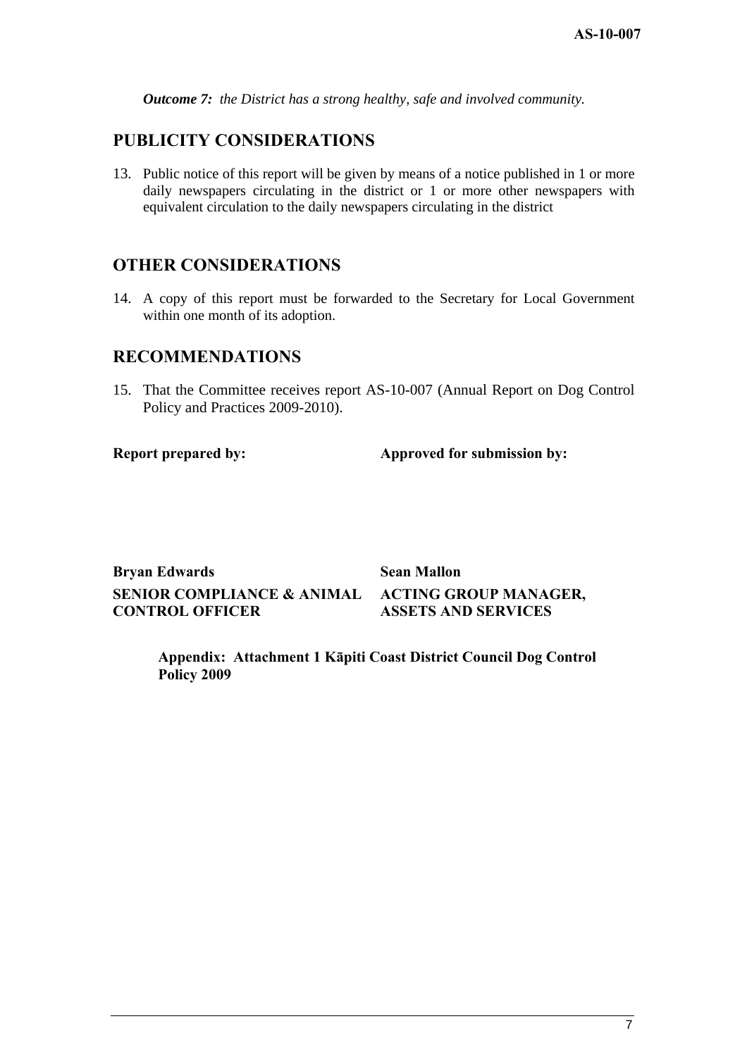***Outcome 7:*** *the District has a strong healthy, safe and involved community.*

## PUBLICITY CONSIDERATIONS

13. Public notice of this report will be given by means of a notice published in 1 or more daily newspapers circulating in the district or 1 or more other newspapers with equivalent circulation to the daily newspapers circulating in the district

## OTHER CONSIDERATIONS

14. A copy of this report must be forwarded to the Secretary for Local Government within one month of its adoption.

## RECOMMENDATIONS

15. That the Committee receives report AS-10-007 (Annual Report on Dog Control Policy and Practices 2009-2010).

| **Report prepared by:** | **Approved for submission by:** |
|---|---|
| **Bryan Edwards** | **Sean Mallon** |
| **SENIOR COMPLIANCE & ANIMAL CONTROL OFFICER** | **ACTING GROUP MANAGER, ASSETS AND SERVICES** |

**Appendix: Attachment 1 Kāpiti Coast District Council Dog Control Policy 2009**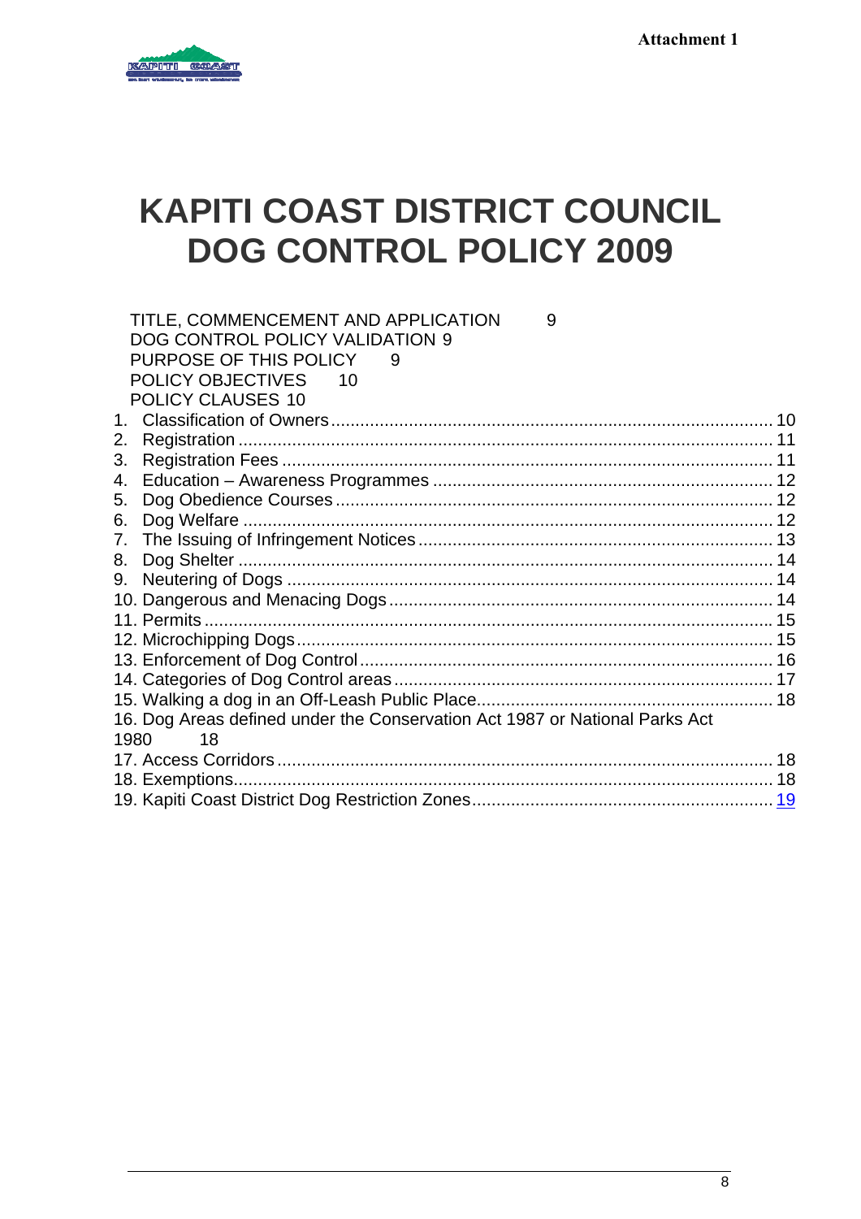Attachment 1

# KAPITI COAST DISTRICT COUNCIL DOG CONTROL POLICY 2009

TITLE, COMMENCEMENT AND APPLICATION 9
DOG CONTROL POLICY VALIDATION 9
PURPOSE OF THIS POLICY 9
POLICY OBJECTIVES 10
POLICY CLAUSES 10

1. Classification of Owners ........ 10
2. Registration ........ 11
3. Registration Fees ........ 11
4. Education – Awareness Programmes ........ 12
5. Dog Obedience Courses ........ 12
6. Dog Welfare ........ 12
7. The Issuing of Infringement Notices ........ 13
8. Dog Shelter ........ 14
9. Neutering of Dogs ........ 14
10. Dangerous and Menacing Dogs ........ 14
11. Permits ........ 15
12. Microchipping Dogs ........ 15
13. Enforcement of Dog Control ........ 16
14. Categories of Dog Control areas ........ 17
15. Walking a dog in an Off-Leash Public Place ........ 18
16. Dog Areas defined under the Conservation Act 1987 or National Parks Act 1980 18
17. Access Corridors ........ 18
18. Exemptions ........ 18
19. Kapiti Coast District Dog Restriction Zones ........ 19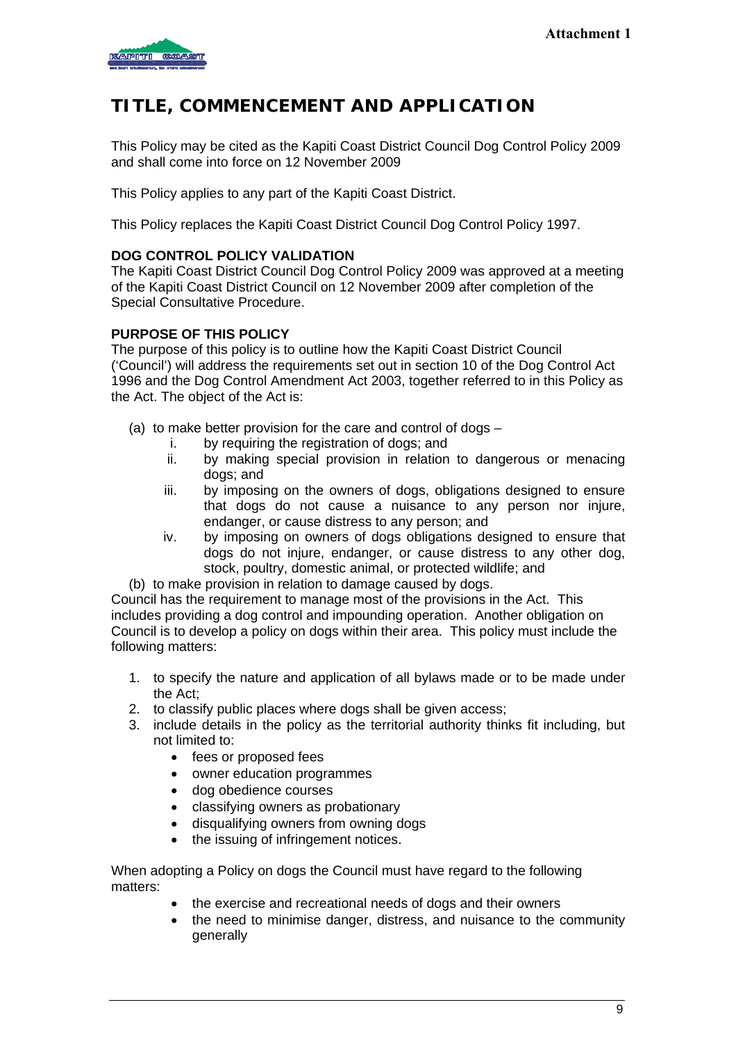Attachment 1

# TITLE, COMMENCEMENT AND APPLICATION

This Policy may be cited as the Kapiti Coast District Council Dog Control Policy 2009 and shall come into force on 12 November 2009

This Policy applies to any part of the Kapiti Coast District.

This Policy replaces the Kapiti Coast District Council Dog Control Policy 1997.

**DOG CONTROL POLICY VALIDATION**

The Kapiti Coast District Council Dog Control Policy 2009 was approved at a meeting of the Kapiti Coast District Council on 12 November 2009 after completion of the Special Consultative Procedure.

**PURPOSE OF THIS POLICY**

The purpose of this policy is to outline how the Kapiti Coast District Council ('Council') will address the requirements set out in section 10 of the Dog Control Act 1996 and the Dog Control Amendment Act 2003, together referred to in this Policy as the Act. The object of the Act is:

(a) to make better provision for the care and control of dogs –
   i. by requiring the registration of dogs; and
   ii. by making special provision in relation to dangerous or menacing dogs; and
   iii. by imposing on the owners of dogs, obligations designed to ensure that dogs do not cause a nuisance to any person nor injure, endanger, or cause distress to any person; and
   iv. by imposing on owners of dogs obligations designed to ensure that dogs do not injure, endanger, or cause distress to any other dog, stock, poultry, domestic animal, or protected wildlife; and

(b) to make provision in relation to damage caused by dogs.

Council has the requirement to manage most of the provisions in the Act. This includes providing a dog control and impounding operation. Another obligation on Council is to develop a policy on dogs within their area. This policy must include the following matters:

1. to specify the nature and application of all bylaws made or to be made under the Act;
2. to classify public places where dogs shall be given access;
3. include details in the policy as the territorial authority thinks fit including, but not limited to:
   - fees or proposed fees
   - owner education programmes
   - dog obedience courses
   - classifying owners as probationary
   - disqualifying owners from owning dogs
   - the issuing of infringement notices.

When adopting a Policy on dogs the Council must have regard to the following matters:

- the exercise and recreational needs of dogs and their owners
- the need to minimise danger, distress, and nuisance to the community generally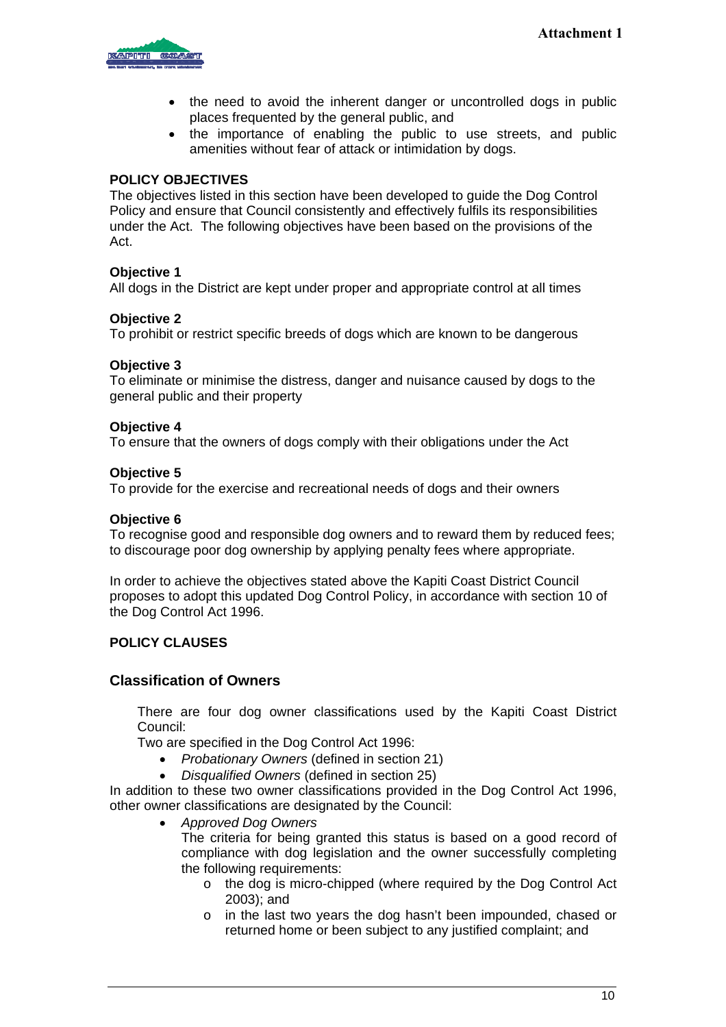- the need to avoid the inherent danger or uncontrolled dogs in public places frequented by the general public, and
- the importance of enabling the public to use streets, and public amenities without fear of attack or intimidation by dogs.

**POLICY OBJECTIVES**

The objectives listed in this section have been developed to guide the Dog Control Policy and ensure that Council consistently and effectively fulfils its responsibilities under the Act. The following objectives have been based on the provisions of the Act.

**Objective 1**

All dogs in the District are kept under proper and appropriate control at all times

**Objective 2**

To prohibit or restrict specific breeds of dogs which are known to be dangerous

**Objective 3**

To eliminate or minimise the distress, danger and nuisance caused by dogs to the general public and their property

**Objective 4**

To ensure that the owners of dogs comply with their obligations under the Act

**Objective 5**

To provide for the exercise and recreational needs of dogs and their owners

**Objective 6**

To recognise good and responsible dog owners and to reward them by reduced fees; to discourage poor dog ownership by applying penalty fees where appropriate.

In order to achieve the objectives stated above the Kapiti Coast District Council proposes to adopt this updated Dog Control Policy, in accordance with section 10 of the Dog Control Act 1996.

**POLICY CLAUSES**

## Classification of Owners

There are four dog owner classifications used by the Kapiti Coast District Council:

Two are specified in the Dog Control Act 1996:

- *Probationary Owners* (defined in section 21)
- *Disqualified Owners* (defined in section 25)

In addition to these two owner classifications provided in the Dog Control Act 1996, other owner classifications are designated by the Council:

- *Approved Dog Owners*

  The criteria for being granted this status is based on a good record of compliance with dog legislation and the owner successfully completing the following requirements:
  - the dog is micro-chipped (where required by the Dog Control Act 2003); and
  - in the last two years the dog hasn't been impounded, chased or returned home or been subject to any justified complaint; and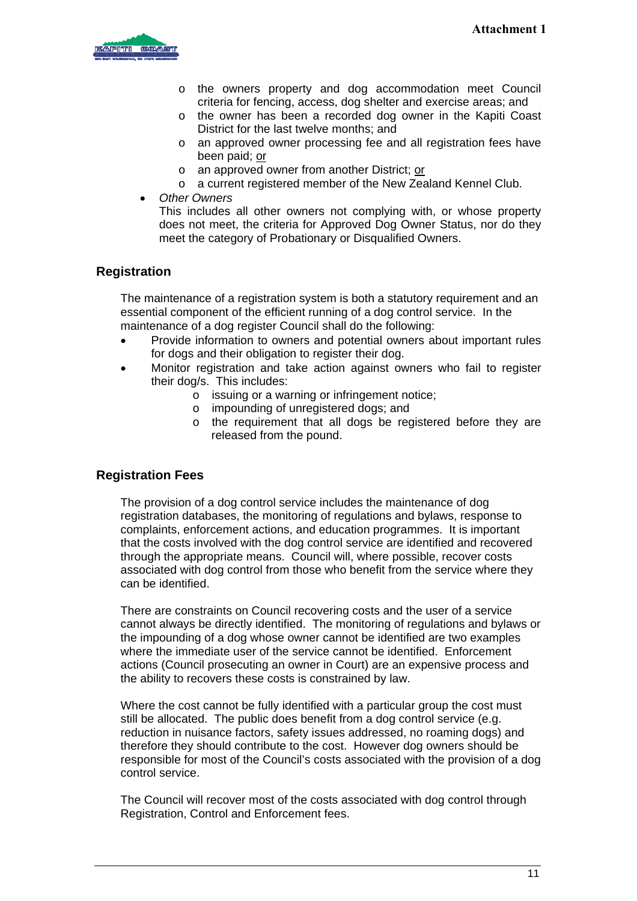- the owners property and dog accommodation meet Council criteria for fencing, access, dog shelter and exercise areas; and
  - the owner has been a recorded dog owner in the Kapiti Coast District for the last twelve months; and
  - an approved owner processing fee and all registration fees have been paid; <u>or</u>
  - an approved owner from another District; <u>or</u>
  - a current registered member of the New Zealand Kennel Club.
- *Other Owners*
  This includes all other owners not complying with, or whose property does not meet, the criteria for Approved Dog Owner Status, nor do they meet the category of Probationary or Disqualified Owners.

## Registration

The maintenance of a registration system is both a statutory requirement and an essential component of the efficient running of a dog control service. In the maintenance of a dog register Council shall do the following:

- Provide information to owners and potential owners about important rules for dogs and their obligation to register their dog.
- Monitor registration and take action against owners who fail to register their dog/s. This includes:
  - issuing or a warning or infringement notice;
  - impounding of unregistered dogs; and
  - the requirement that all dogs be registered before they are released from the pound.

## Registration Fees

The provision of a dog control service includes the maintenance of dog registration databases, the monitoring of regulations and bylaws, response to complaints, enforcement actions, and education programmes. It is important that the costs involved with the dog control service are identified and recovered through the appropriate means. Council will, where possible, recover costs associated with dog control from those who benefit from the service where they can be identified.

There are constraints on Council recovering costs and the user of a service cannot always be directly identified. The monitoring of regulations and bylaws or the impounding of a dog whose owner cannot be identified are two examples where the immediate user of the service cannot be identified. Enforcement actions (Council prosecuting an owner in Court) are an expensive process and the ability to recovers these costs is constrained by law.

Where the cost cannot be fully identified with a particular group the cost must still be allocated. The public does benefit from a dog control service (e.g. reduction in nuisance factors, safety issues addressed, no roaming dogs) and therefore they should contribute to the cost. However dog owners should be responsible for most of the Council's costs associated with the provision of a dog control service.

The Council will recover most of the costs associated with dog control through Registration, Control and Enforcement fees.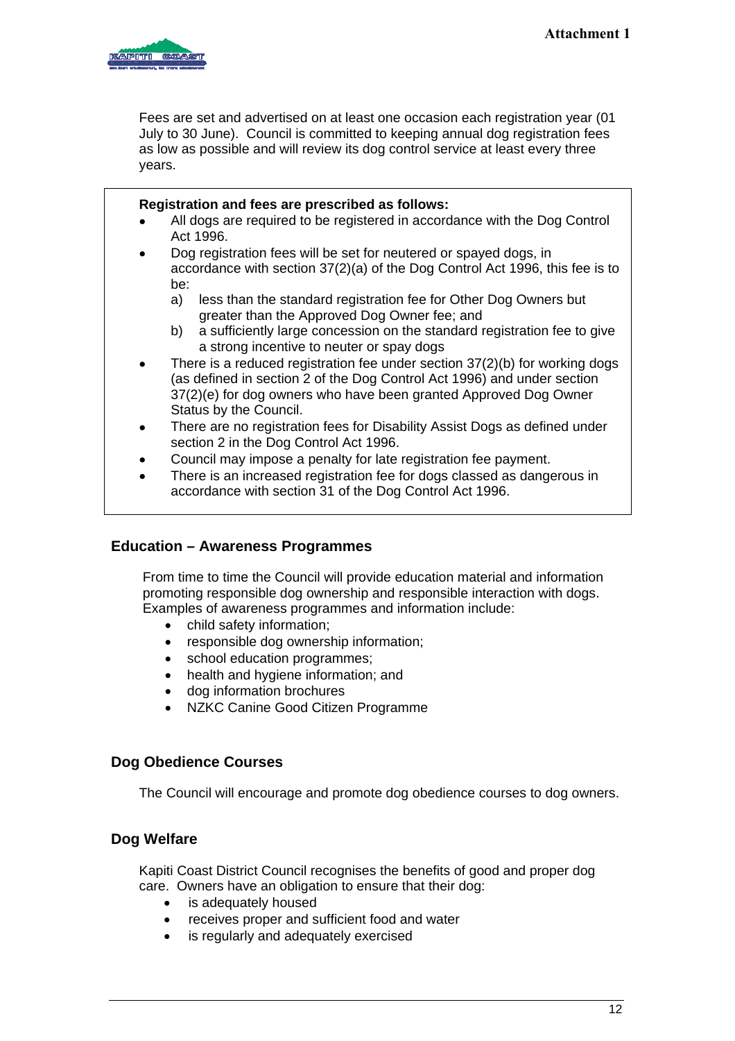Fees are set and advertised on at least one occasion each registration year (01 July to 30 June). Council is committed to keeping annual dog registration fees as low as possible and will review its dog control service at least every three years.

**Registration and fees are prescribed as follows:**

- All dogs are required to be registered in accordance with the Dog Control Act 1996.
- Dog registration fees will be set for neutered or spayed dogs, in accordance with section 37(2)(a) of the Dog Control Act 1996, this fee is to be:
  - a) less than the standard registration fee for Other Dog Owners but greater than the Approved Dog Owner fee; and
  - b) a sufficiently large concession on the standard registration fee to give a strong incentive to neuter or spay dogs
- There is a reduced registration fee under section 37(2)(b) for working dogs (as defined in section 2 of the Dog Control Act 1996) and under section 37(2)(e) for dog owners who have been granted Approved Dog Owner Status by the Council.
- There are no registration fees for Disability Assist Dogs as defined under section 2 in the Dog Control Act 1996.
- Council may impose a penalty for late registration fee payment.
- There is an increased registration fee for dogs classed as dangerous in accordance with section 31 of the Dog Control Act 1996.

## Education – Awareness Programmes

From time to time the Council will provide education material and information promoting responsible dog ownership and responsible interaction with dogs. Examples of awareness programmes and information include:

- child safety information;
- responsible dog ownership information;
- school education programmes;
- health and hygiene information; and
- dog information brochures
- NZKC Canine Good Citizen Programme

## Dog Obedience Courses

The Council will encourage and promote dog obedience courses to dog owners.

## Dog Welfare

Kapiti Coast District Council recognises the benefits of good and proper dog care. Owners have an obligation to ensure that their dog:

- is adequately housed
- receives proper and sufficient food and water
- is regularly and adequately exercised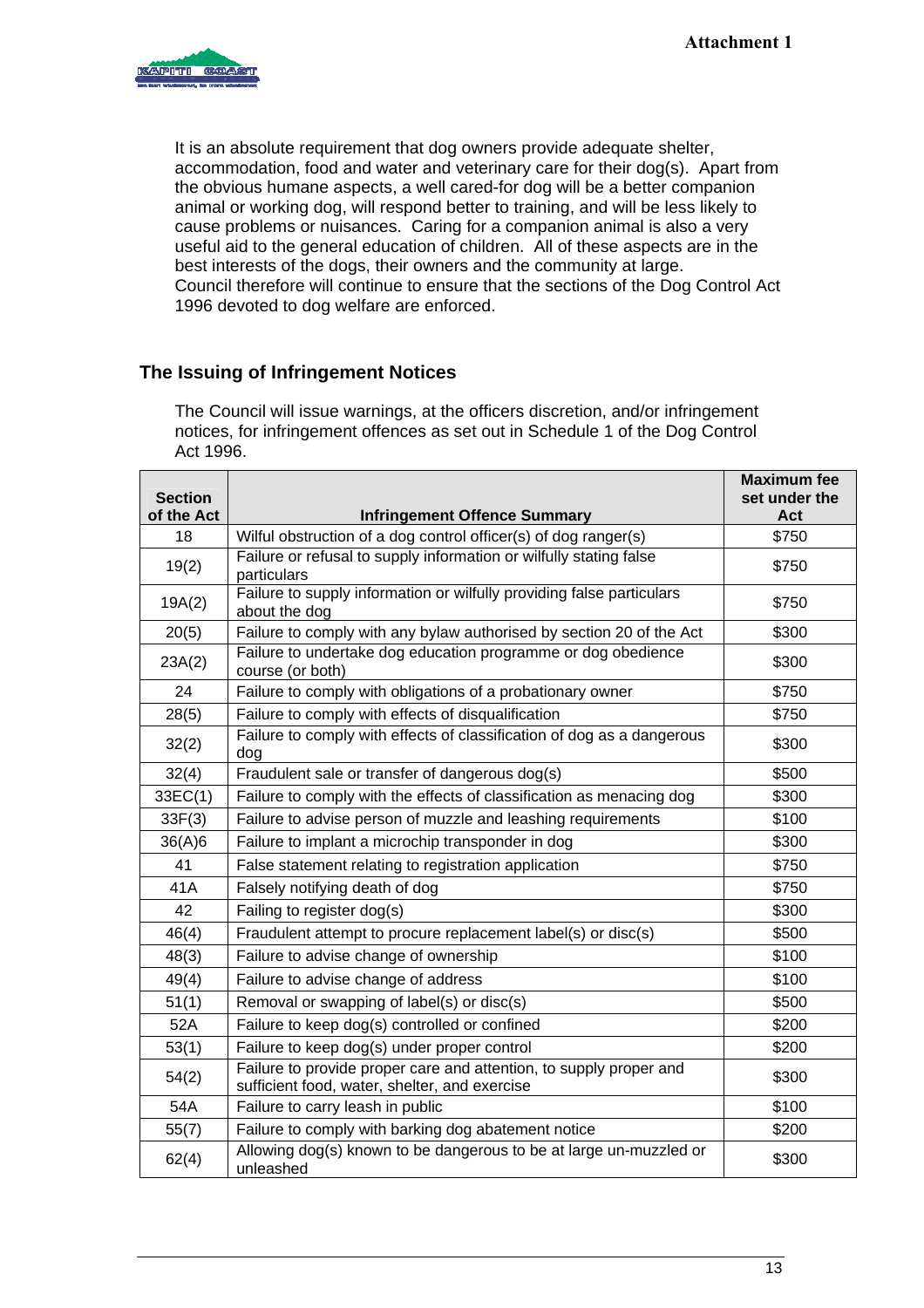It is an absolute requirement that dog owners provide adequate shelter, accommodation, food and water and veterinary care for their dog(s). Apart from the obvious humane aspects, a well cared-for dog will be a better companion animal or working dog, will respond better to training, and will be less likely to cause problems or nuisances. Caring for a companion animal is also a very useful aid to the general education of children. All of these aspects are in the best interests of the dogs, their owners and the community at large.
Council therefore will continue to ensure that the sections of the Dog Control Act 1996 devoted to dog welfare are enforced.

## The Issuing of Infringement Notices

The Council will issue warnings, at the officers discretion, and/or infringement notices, for infringement offences as set out in Schedule 1 of the Dog Control Act 1996.

| Section of the Act | Infringement Offence Summary | Maximum fee set under the Act |
|---|---|---|
| 18 | Wilful obstruction of a dog control officer(s) of dog ranger(s) | $750 |
| 19(2) | Failure or refusal to supply information or wilfully stating false particulars | $750 |
| 19A(2) | Failure to supply information or wilfully providing false particulars about the dog | $750 |
| 20(5) | Failure to comply with any bylaw authorised by section 20 of the Act | $300 |
| 23A(2) | Failure to undertake dog education programme or dog obedience course (or both) | $300 |
| 24 | Failure to comply with obligations of a probationary owner | $750 |
| 28(5) | Failure to comply with effects of disqualification | $750 |
| 32(2) | Failure to comply with effects of classification of dog as a dangerous dog | $300 |
| 32(4) | Fraudulent sale or transfer of dangerous dog(s) | $500 |
| 33EC(1) | Failure to comply with the effects of classification as menacing dog | $300 |
| 33F(3) | Failure to advise person of muzzle and leashing requirements | $100 |
| 36(A)6 | Failure to implant a microchip transponder in dog | $300 |
| 41 | False statement relating to registration application | $750 |
| 41A | Falsely notifying death of dog | $750 |
| 42 | Failing to register dog(s) | $300 |
| 46(4) | Fraudulent attempt to procure replacement label(s) or disc(s) | $500 |
| 48(3) | Failure to advise change of ownership | $100 |
| 49(4) | Failure to advise change of address | $100 |
| 51(1) | Removal or swapping of label(s) or disc(s) | $500 |
| 52A | Failure to keep dog(s) controlled or confined | $200 |
| 53(1) | Failure to keep dog(s) under proper control | $200 |
| 54(2) | Failure to provide proper care and attention, to supply proper and sufficient food, water, shelter, and exercise | $300 |
| 54A | Failure to carry leash in public | $100 |
| 55(7) | Failure to comply with barking dog abatement notice | $200 |
| 62(4) | Allowing dog(s) known to be dangerous to be at large un-muzzled or unleashed | $300 |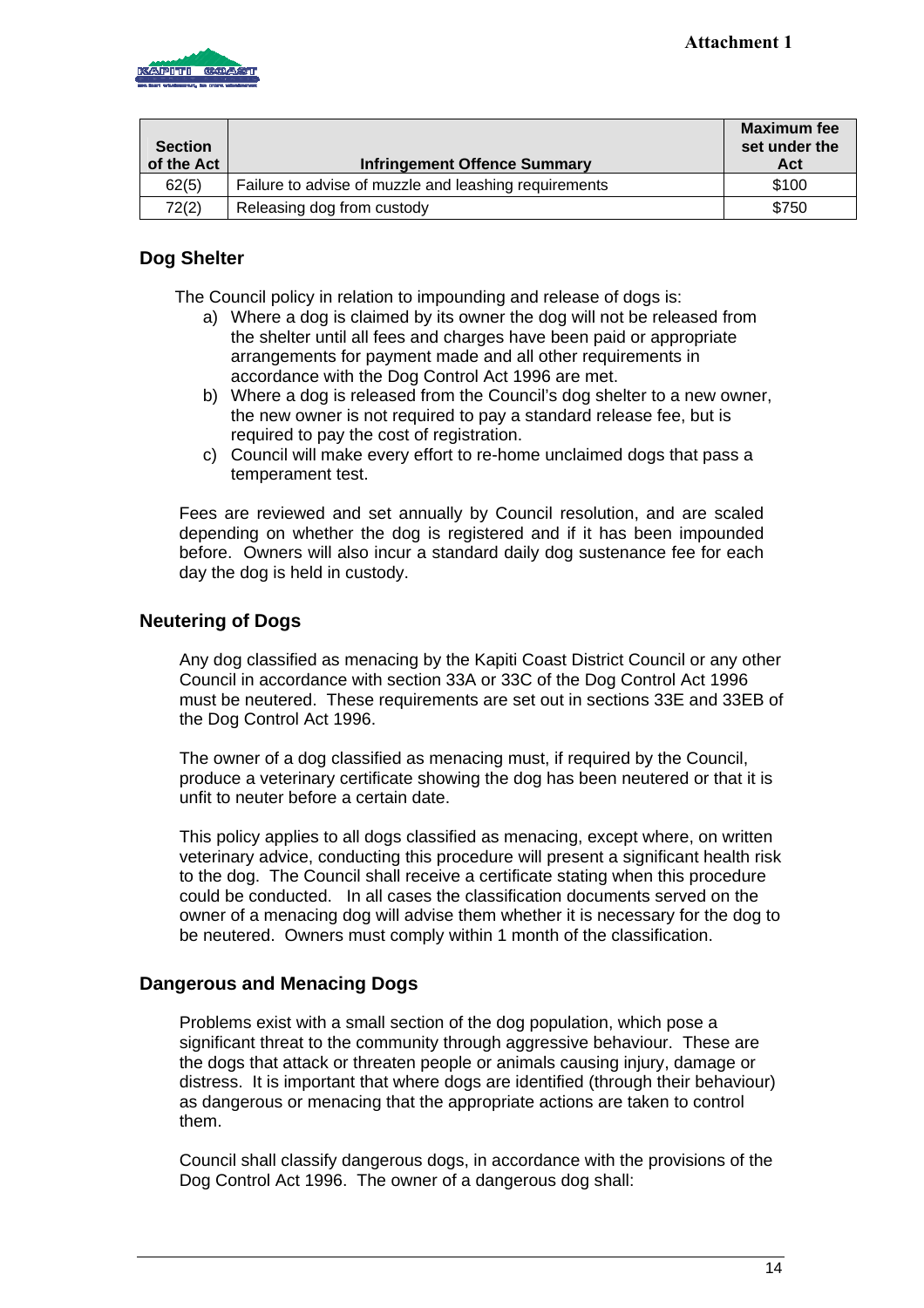| Section of the Act | Infringement Offence Summary | Maximum fee set under the Act |
|---|---|---|
| 62(5) | Failure to advise of muzzle and leashing requirements | $100 |
| 72(2) | Releasing dog from custody | $750 |

## Dog Shelter

The Council policy in relation to impounding and release of dogs is:

a) Where a dog is claimed by its owner the dog will not be released from the shelter until all fees and charges have been paid or appropriate arrangements for payment made and all other requirements in accordance with the Dog Control Act 1996 are met.
b) Where a dog is released from the Council's dog shelter to a new owner, the new owner is not required to pay a standard release fee, but is required to pay the cost of registration.
c) Council will make every effort to re-home unclaimed dogs that pass a temperament test.

Fees are reviewed and set annually by Council resolution, and are scaled depending on whether the dog is registered and if it has been impounded before. Owners will also incur a standard daily dog sustenance fee for each day the dog is held in custody.

## Neutering of Dogs

Any dog classified as menacing by the Kapiti Coast District Council or any other Council in accordance with section 33A or 33C of the Dog Control Act 1996 must be neutered. These requirements are set out in sections 33E and 33EB of the Dog Control Act 1996.

The owner of a dog classified as menacing must, if required by the Council, produce a veterinary certificate showing the dog has been neutered or that it is unfit to neuter before a certain date.

This policy applies to all dogs classified as menacing, except where, on written veterinary advice, conducting this procedure will present a significant health risk to the dog. The Council shall receive a certificate stating when this procedure could be conducted. In all cases the classification documents served on the owner of a menacing dog will advise them whether it is necessary for the dog to be neutered. Owners must comply within 1 month of the classification.

## Dangerous and Menacing Dogs

Problems exist with a small section of the dog population, which pose a significant threat to the community through aggressive behaviour. These are the dogs that attack or threaten people or animals causing injury, damage or distress. It is important that where dogs are identified (through their behaviour) as dangerous or menacing that the appropriate actions are taken to control them.

Council shall classify dangerous dogs, in accordance with the provisions of the Dog Control Act 1996. The owner of a dangerous dog shall: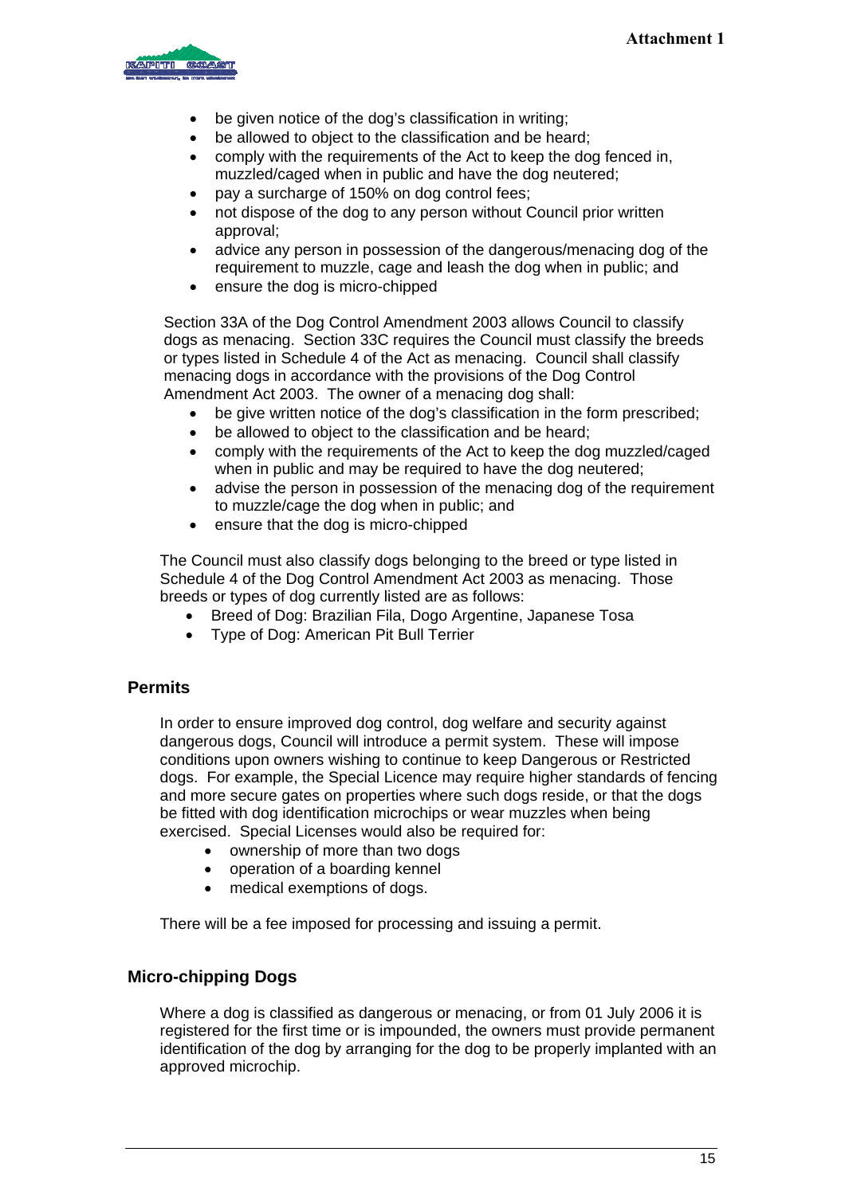- be given notice of the dog's classification in writing;
- be allowed to object to the classification and be heard;
- comply with the requirements of the Act to keep the dog fenced in, muzzled/caged when in public and have the dog neutered;
- pay a surcharge of 150% on dog control fees;
- not dispose of the dog to any person without Council prior written approval;
- advice any person in possession of the dangerous/menacing dog of the requirement to muzzle, cage and leash the dog when in public; and
- ensure the dog is micro-chipped

Section 33A of the Dog Control Amendment 2003 allows Council to classify dogs as menacing. Section 33C requires the Council must classify the breeds or types listed in Schedule 4 of the Act as menacing. Council shall classify menacing dogs in accordance with the provisions of the Dog Control Amendment Act 2003. The owner of a menacing dog shall:

- be give written notice of the dog's classification in the form prescribed;
- be allowed to object to the classification and be heard;
- comply with the requirements of the Act to keep the dog muzzled/caged when in public and may be required to have the dog neutered;
- advise the person in possession of the menacing dog of the requirement to muzzle/cage the dog when in public; and
- ensure that the dog is micro-chipped

The Council must also classify dogs belonging to the breed or type listed in Schedule 4 of the Dog Control Amendment Act 2003 as menacing. Those breeds or types of dog currently listed are as follows:

- Breed of Dog: Brazilian Fila, Dogo Argentine, Japanese Tosa
- Type of Dog: American Pit Bull Terrier

## Permits

In order to ensure improved dog control, dog welfare and security against dangerous dogs, Council will introduce a permit system. These will impose conditions upon owners wishing to continue to keep Dangerous or Restricted dogs. For example, the Special Licence may require higher standards of fencing and more secure gates on properties where such dogs reside, or that the dogs be fitted with dog identification microchips or wear muzzles when being exercised. Special Licenses would also be required for:

- ownership of more than two dogs
- operation of a boarding kennel
- medical exemptions of dogs.

There will be a fee imposed for processing and issuing a permit.

## Micro-chipping Dogs

Where a dog is classified as dangerous or menacing, or from 01 July 2006 it is registered for the first time or is impounded, the owners must provide permanent identification of the dog by arranging for the dog to be properly implanted with an approved microchip.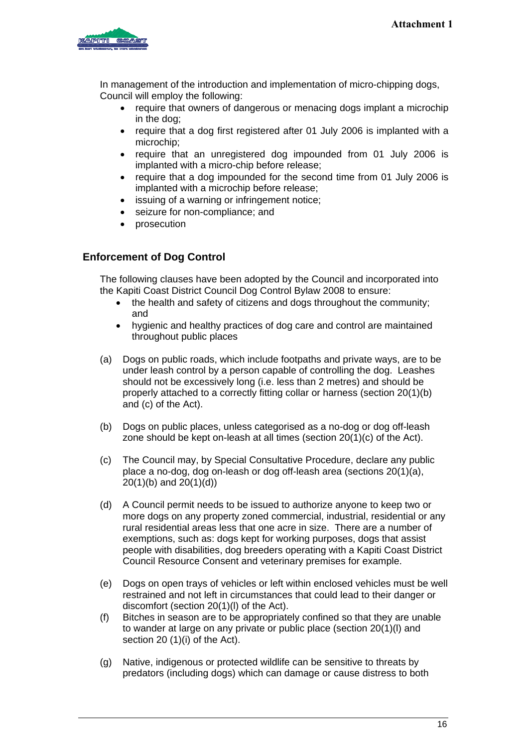In management of the introduction and implementation of micro-chipping dogs, Council will employ the following:

- require that owners of dangerous or menacing dogs implant a microchip in the dog;
- require that a dog first registered after 01 July 2006 is implanted with a microchip;
- require that an unregistered dog impounded from 01 July 2006 is implanted with a micro-chip before release;
- require that a dog impounded for the second time from 01 July 2006 is implanted with a microchip before release;
- issuing of a warning or infringement notice;
- seizure for non-compliance; and
- prosecution

## Enforcement of Dog Control

The following clauses have been adopted by the Council and incorporated into the Kapiti Coast District Council Dog Control Bylaw 2008 to ensure:

- the health and safety of citizens and dogs throughout the community; and
- hygienic and healthy practices of dog care and control are maintained throughout public places

(a) Dogs on public roads, which include footpaths and private ways, are to be under leash control by a person capable of controlling the dog. Leashes should not be excessively long (i.e. less than 2 metres) and should be properly attached to a correctly fitting collar or harness (section 20(1)(b) and (c) of the Act).

(b) Dogs on public places, unless categorised as a no-dog or dog off-leash zone should be kept on-leash at all times (section 20(1)(c) of the Act).

(c) The Council may, by Special Consultative Procedure, declare any public place a no-dog, dog on-leash or dog off-leash area (sections 20(1)(a), 20(1)(b) and 20(1)(d))

(d) A Council permit needs to be issued to authorize anyone to keep two or more dogs on any property zoned commercial, industrial, residential or any rural residential areas less that one acre in size. There are a number of exemptions, such as: dogs kept for working purposes, dogs that assist people with disabilities, dog breeders operating with a Kapiti Coast District Council Resource Consent and veterinary premises for example.

(e) Dogs on open trays of vehicles or left within enclosed vehicles must be well restrained and not left in circumstances that could lead to their danger or discomfort (section 20(1)(l) of the Act).

(f) Bitches in season are to be appropriately confined so that they are unable to wander at large on any private or public place (section 20(1)(l) and section 20 (1)(i) of the Act).

(g) Native, indigenous or protected wildlife can be sensitive to threats by predators (including dogs) which can damage or cause distress to both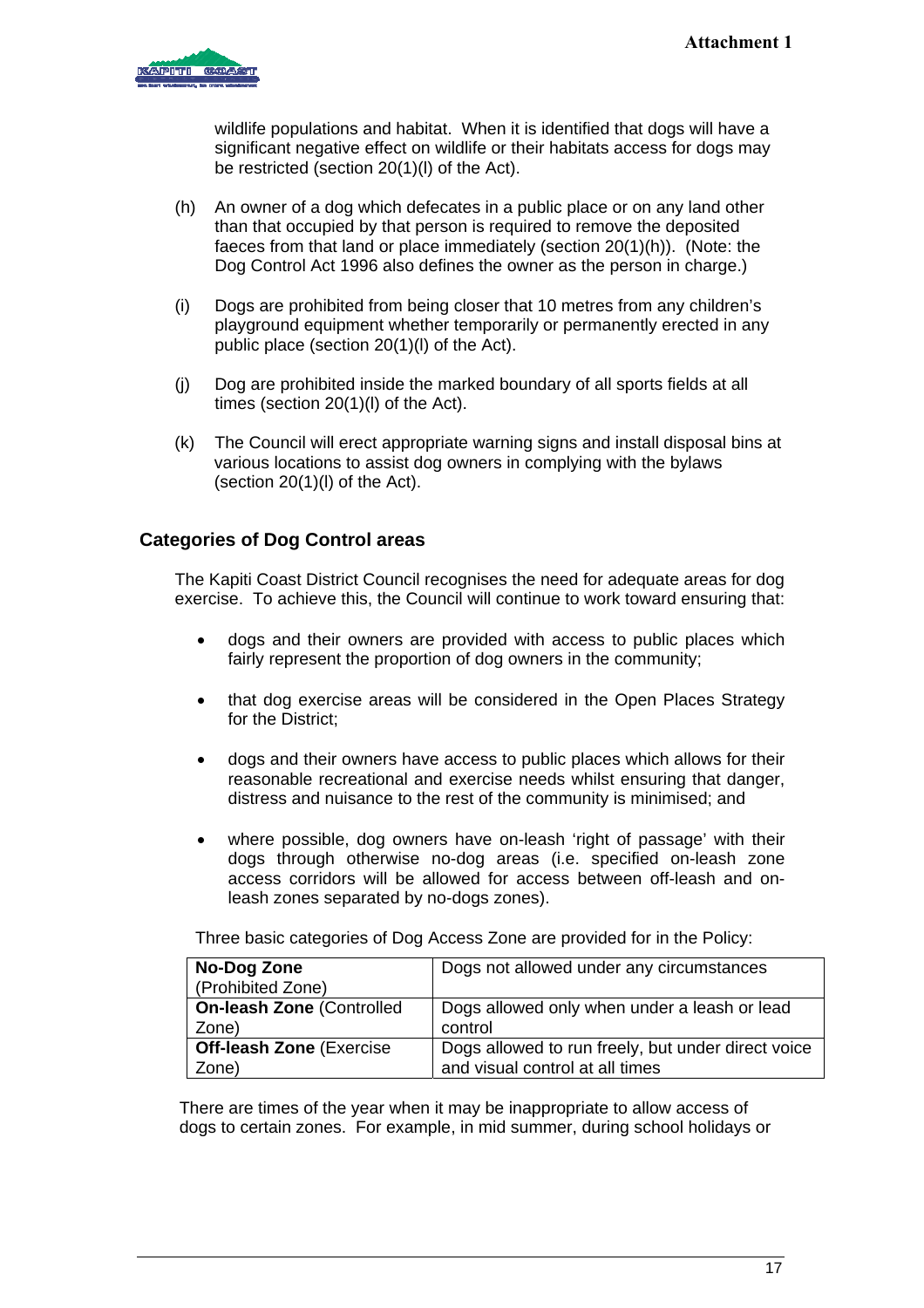wildlife populations and habitat. When it is identified that dogs will have a significant negative effect on wildlife or their habitats access for dogs may be restricted (section 20(1)(l) of the Act).

(h) An owner of a dog which defecates in a public place or on any land other than that occupied by that person is required to remove the deposited faeces from that land or place immediately (section 20(1)(h)). (Note: the Dog Control Act 1996 also defines the owner as the person in charge.)

(i) Dogs are prohibited from being closer that 10 metres from any children's playground equipment whether temporarily or permanently erected in any public place (section 20(1)(l) of the Act).

(j) Dog are prohibited inside the marked boundary of all sports fields at all times (section 20(1)(l) of the Act).

(k) The Council will erect appropriate warning signs and install disposal bins at various locations to assist dog owners in complying with the bylaws (section 20(1)(l) of the Act).

## Categories of Dog Control areas

The Kapiti Coast District Council recognises the need for adequate areas for dog exercise. To achieve this, the Council will continue to work toward ensuring that:

- dogs and their owners are provided with access to public places which fairly represent the proportion of dog owners in the community;
- that dog exercise areas will be considered in the Open Places Strategy for the District;
- dogs and their owners have access to public places which allows for their reasonable recreational and exercise needs whilst ensuring that danger, distress and nuisance to the rest of the community is minimised; and
- where possible, dog owners have on-leash 'right of passage' with their dogs through otherwise no-dog areas (i.e. specified on-leash zone access corridors will be allowed for access between off-leash and on-leash zones separated by no-dogs zones).

Three basic categories of Dog Access Zone are provided for in the Policy:

| Zone | Description |
|---|---|
| **No-Dog Zone** (Prohibited Zone) | Dogs not allowed under any circumstances |
| **On-leash Zone** (Controlled Zone) | Dogs allowed only when under a leash or lead control |
| **Off-leash Zone** (Exercise Zone) | Dogs allowed to run freely, but under direct voice and visual control at all times |

There are times of the year when it may be inappropriate to allow access of dogs to certain zones. For example, in mid summer, during school holidays or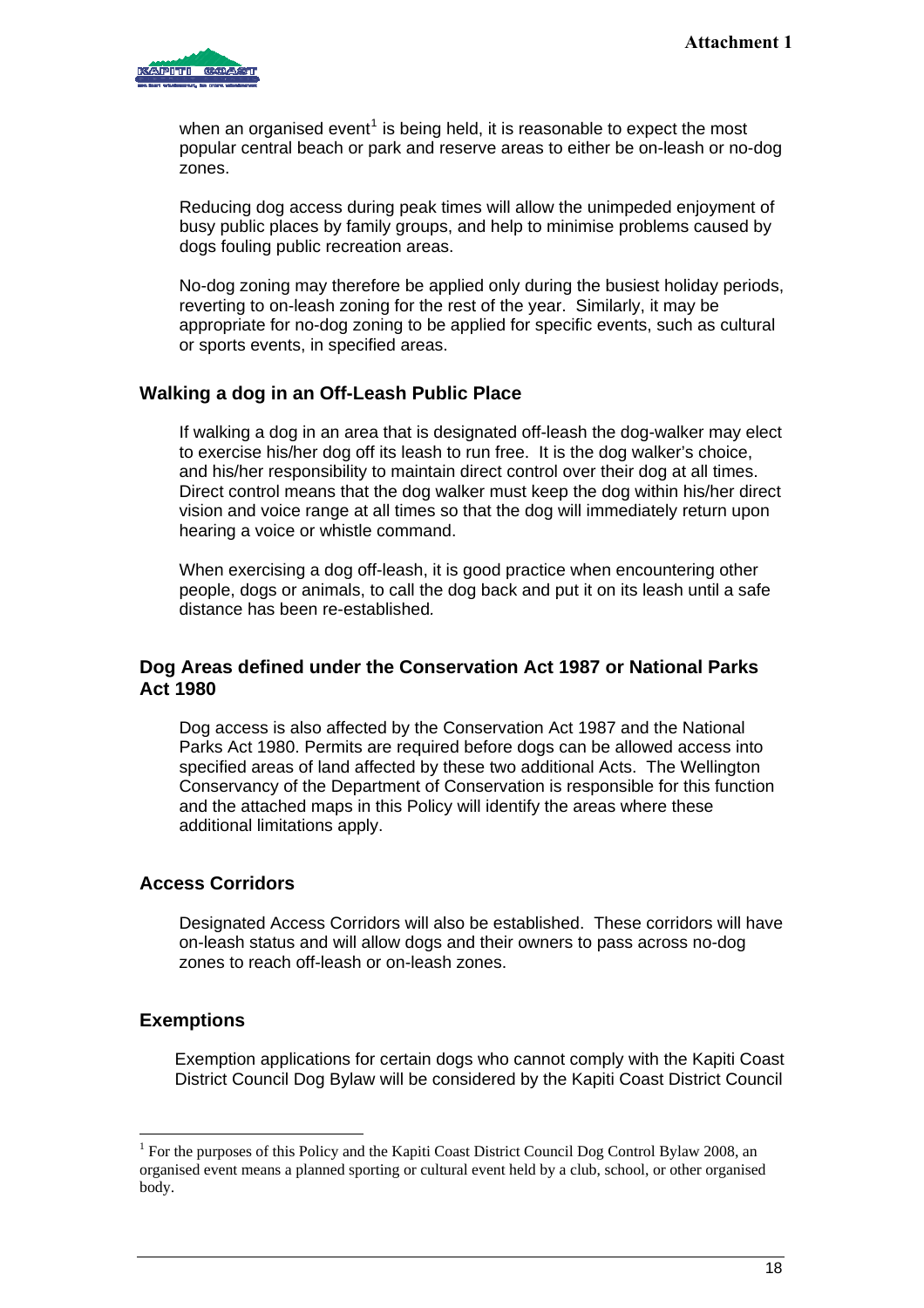when an organised event[1] is being held, it is reasonable to expect the most popular central beach or park and reserve areas to either be on-leash or no-dog zones.

Reducing dog access during peak times will allow the unimpeded enjoyment of busy public places by family groups, and help to minimise problems caused by dogs fouling public recreation areas.

No-dog zoning may therefore be applied only during the busiest holiday periods, reverting to on-leash zoning for the rest of the year. Similarly, it may be appropriate for no-dog zoning to be applied for specific events, such as cultural or sports events, in specified areas.

### Walking a dog in an Off-Leash Public Place

If walking a dog in an area that is designated off-leash the dog-walker may elect to exercise his/her dog off its leash to run free. It is the dog walker's choice, and his/her responsibility to maintain direct control over their dog at all times. Direct control means that the dog walker must keep the dog within his/her direct vision and voice range at all times so that the dog will immediately return upon hearing a voice or whistle command.

When exercising a dog off-leash, it is good practice when encountering other people, dogs or animals, to call the dog back and put it on its leash until a safe distance has been re-established.

### Dog Areas defined under the Conservation Act 1987 or National Parks Act 1980

Dog access is also affected by the Conservation Act 1987 and the National Parks Act 1980. Permits are required before dogs can be allowed access into specified areas of land affected by these two additional Acts. The Wellington Conservancy of the Department of Conservation is responsible for this function and the attached maps in this Policy will identify the areas where these additional limitations apply.

### Access Corridors

Designated Access Corridors will also be established. These corridors will have on-leash status and will allow dogs and their owners to pass across no-dog zones to reach off-leash or on-leash zones.

### Exemptions

Exemption applications for certain dogs who cannot comply with the Kapiti Coast District Council Dog Bylaw will be considered by the Kapiti Coast District Council

---

[1] For the purposes of this Policy and the Kapiti Coast District Council Dog Control Bylaw 2008, an organised event means a planned sporting or cultural event held by a club, school, or other organised body.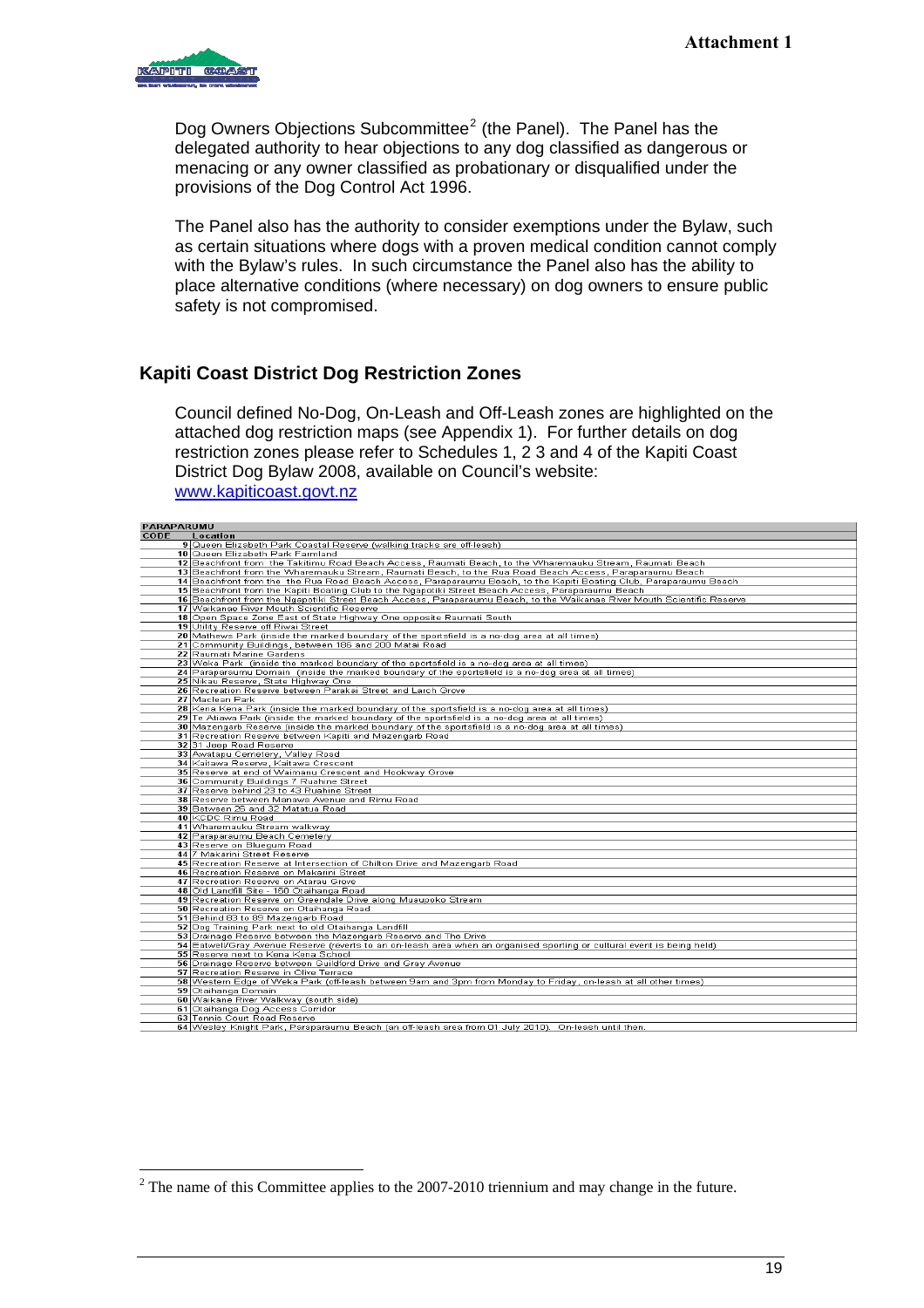Dog Owners Objections Subcommittee[2] (the Panel). The Panel has the delegated authority to hear objections to any dog classified as dangerous or menacing or any owner classified as probationary or disqualified under the provisions of the Dog Control Act 1996.

The Panel also has the authority to consider exemptions under the Bylaw, such as certain situations where dogs with a proven medical condition cannot comply with the Bylaw's rules. In such circumstance the Panel also has the ability to place alternative conditions (where necessary) on dog owners to ensure public safety is not compromised.

## Kapiti Coast District Dog Restriction Zones

Council defined No-Dog, On-Leash and Off-Leash zones are highlighted on the attached dog restriction maps (see Appendix 1). For further details on dog restriction zones please refer to Schedules 1, 2 3 and 4 of the Kapiti Coast District Dog Bylaw 2008, available on Council's website: www.kapiticoast.govt.nz

**PARAPARUMU**

| CODE | Location |
|---|---|
| 9 | Queen Elizabeth Park Coastal Reserve (walking tracks are off-leash) |
| 10 | Queen Elizabeth Park Farmland |
| 12 | Beachfront from the Takitimu Road Beach Access, Raumati Beach, to the Wharemauku Stream, Raumati Beach |
| 13 | Beachfront from the Wharemauku Stream, Raumati Beach, to the Rua Road Beach Access, Paraparaumu Beach |
| 14 | Beachfront from the the Rua Road Beach Access, Paraparaumu Beach, to the Kapiti Boating Club, Paraparaumu Beach |
| 15 | Beachfront from the Kapiti Boating Club to the Ngapotiki Street Beach Access, Paraparaumu Beach |
| 16 | Beachfront from the Ngapotiki Street Beach Access, Paraparaumu Beach, to the Waikanae River Mouth Scientific Reserve |
| 17 | Waikanae River Mouth Scientific Reserve |
| 18 | Open Space Zone East of State Highway One opposite Raumati South |
| 19 | Utility Reserve off Riwai Street |
| 20 | Mathews Park (inside the marked boundary of the sportsfield is a no-dog area at all times) |
| 21 | Community Buildings, between 186 and 200 Matai Road |
| 22 | Raumati Marine Gardens |
| 23 | Weka Park (inside the marked boundary of the sportsfield is a no-dog area at all times) |
| 24 | Paraparaumu Domain (inside the marked boundary of the sportsfield is a no-dog area at all times) |
| 25 | Nikau Reserve, State Highway One |
| 26 | Recreation Reserve between Parakai Street and Larch Grove |
| 27 | Maclean Park |
| 28 | Kena Kena Park (inside the marked boundary of the sportsfield is a no-dog area at all times) |
| 29 | Te Atiawa Park (inside the marked boundary of the sportsfield is a no-dog area at all times) |
| 30 | Mazengarb Reserve (inside the marked boundary of the sportsfield is a no-dog area at all times) |
| 31 | Recreation Reserve between Kapiti and Mazengarb Road |
| 32 | 31 Jeep Road Reserve |
| 33 | Awatapu Cemetery, Valley Road |
| 34 | Kaitawa Reserve, Kaitawa Crescent |
| 35 | Reserve at end of Waimanu Crescent and Hookway Grove |
| 36 | Community Buildings 7 Ruahine Street |
| 37 | Reserve behind 23 to 43 Ruahine Street |
| 38 | Reserve between Manawa Avenue and Rimu Road |
| 39 | Between 26 and 32 Matatua Road |
| 40 | KCDC Rimu Road |
| 41 | Wharemauku Stream walkway |
| 42 | Paraparaumu Beach Cemetery |
| 43 | Reserve on Bluegum Road |
| 44 | 7 Makarini Street Reserve |
| 45 | Recreation Reserve at Intersection of Chilton Drive and Mazengarb Road |
| 46 | Recreation Reserve on Makarini Street |
| 47 | Recreation Reserve on Atarau Grove |
| 48 | Old Landfill Site - 180 Otaihanga Road |
| 49 | Recreation Reserve on Greendale Drive along Muaupoko Stream |
| 50 | Recreation Reserve on Otaihanga Road |
| 51 | Behind 83 to 89 Mazengarb Road |
| 52 | Dog Training Park next to old Otaihanga Landfill |
| 53 | Drainage Reserve between the Mazengarb Reserve and The Drive |
| 54 | Estwell/Gray Avenue Reserve (reverts to an on-leash area when an organised sporting or cultural event is being held) |
| 55 | Reserve next to Kena Kena School |
| 56 | Drainage Reserve between Guildford Drive and Gray Avenue |
| 57 | Recreation Reserve in Olive Terrace |
| 58 | Western Edge of Weka Park (off-leash between 9am and 3pm from Monday to Friday, on-leash at all other times) |
| 59 | Otaihanga Domain |
| 60 | Waikane River Walkway (south side) |
| 61 | Otaihanga Dog Access Corridor |
| 63 | Tennis Court Road Reserve |
| 64 | Wesley Knight Park, Paraparaumu Beach (an off-leash area from 01 July 2010). On-leash until then. |

[2] The name of this Committee applies to the 2007-2010 triennium and may change in the future.